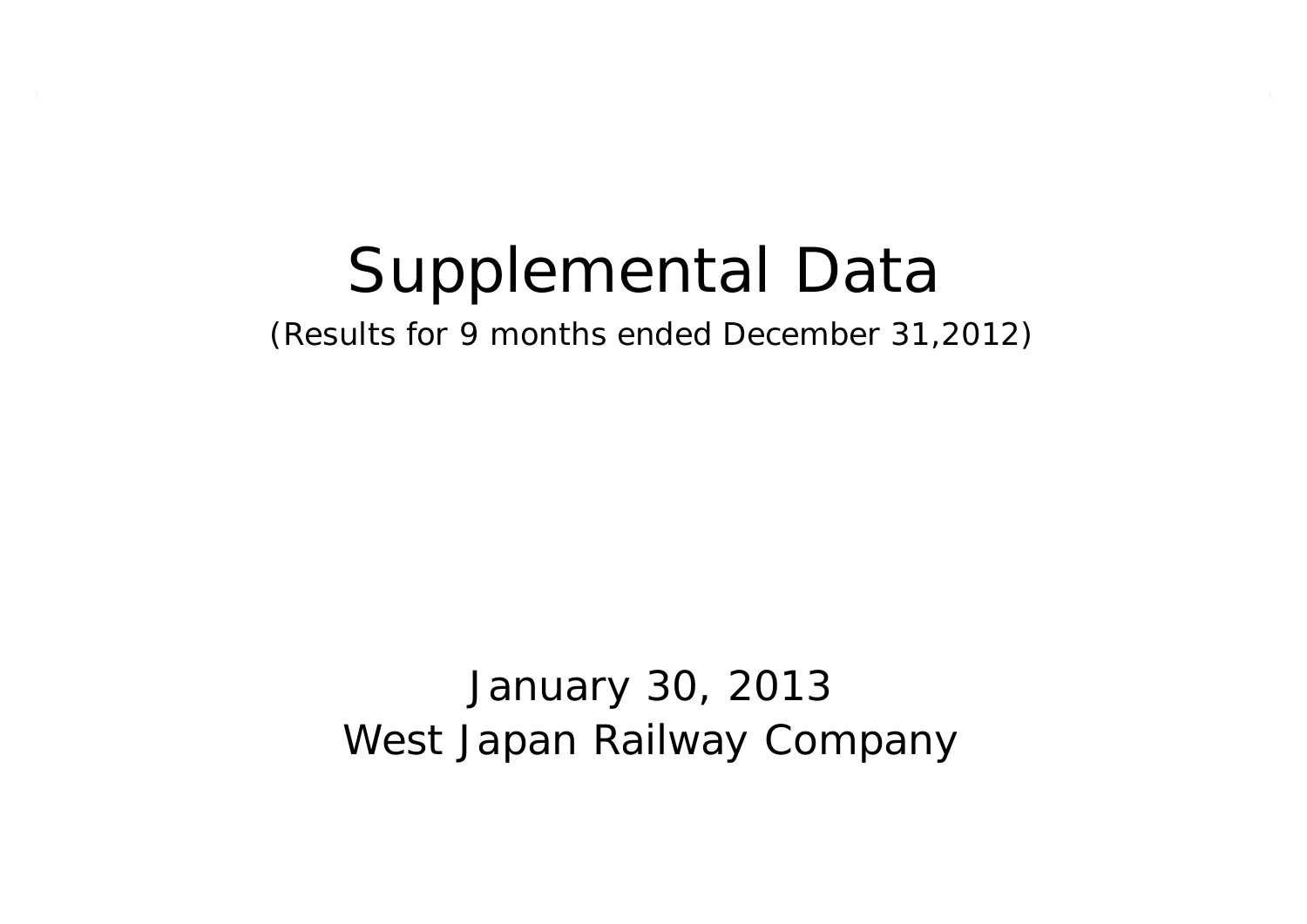# Supplemental Data

(Results for 9 months ended December 31,2012)

January 30, 2013

West Japan Railway Company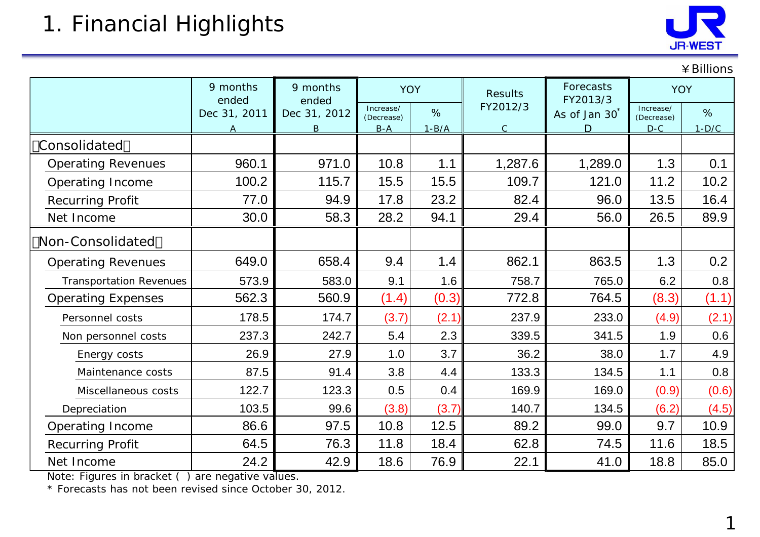# 1. Financial Highlights

¥Billions

| | 9 months ended Dec 31, 2011 A | 9 months ended Dec 31, 2012 B | YOY Increase/(Decrease) B-A | YOY % 1-B/A | Results FY2012/3 C | Forecasts FY2013/3 As of Jan 30* D | YOY Increase/(Decrease) D-C | YOY % 1-D/C |
|---|---|---|---|---|---|---|---|---|
| 【Consolidated】 | | | | | | | | |
| Operating Revenues | 960.1 | 971.0 | 10.8 | 1.1 | 1,287.6 | 1,289.0 | 1.3 | 0.1 |
| Operating Income | 100.2 | 115.7 | 15.5 | 15.5 | 109.7 | 121.0 | 11.2 | 10.2 |
| Recurring Profit | 77.0 | 94.9 | 17.8 | 23.2 | 82.4 | 96.0 | 13.5 | 16.4 |
| Net Income | 30.0 | 58.3 | 28.2 | 94.1 | 29.4 | 56.0 | 26.5 | 89.9 |
| 【Non-Consolidated】 | | | | | | | | |
| Operating Revenues | 649.0 | 658.4 | 9.4 | 1.4 | 862.1 | 863.5 | 1.3 | 0.2 |
| Transportation Revenues | 573.9 | 583.0 | 9.1 | 1.6 | 758.7 | 765.0 | 6.2 | 0.8 |
| Operating Expenses | 562.3 | 560.9 | (1.4) | (0.3) | 772.8 | 764.5 | (8.3) | (1.1) |
| Personnel costs | 178.5 | 174.7 | (3.7) | (2.1) | 237.9 | 233.0 | (4.9) | (2.1) |
| Non personnel costs | 237.3 | 242.7 | 5.4 | 2.3 | 339.5 | 341.5 | 1.9 | 0.6 |
| Energy costs | 26.9 | 27.9 | 1.0 | 3.7 | 36.2 | 38.0 | 1.7 | 4.9 |
| Maintenance costs | 87.5 | 91.4 | 3.8 | 4.4 | 133.3 | 134.5 | 1.1 | 0.8 |
| Miscellaneous costs | 122.7 | 123.3 | 0.5 | 0.4 | 169.9 | 169.0 | (0.9) | (0.6) |
| Depreciation | 103.5 | 99.6 | (3.8) | (3.7) | 140.7 | 134.5 | (6.2) | (4.5) |
| Operating Income | 86.6 | 97.5 | 10.8 | 12.5 | 89.2 | 99.0 | 9.7 | 10.9 |
| Recurring Profit | 64.5 | 76.3 | 11.8 | 18.4 | 62.8 | 74.5 | 11.6 | 18.5 |
| Net Income | 24.2 | 42.9 | 18.6 | 76.9 | 22.1 | 41.0 | 18.8 | 85.0 |

Note: Figures in bracket ( ) are negative values.

\* Forecasts has not been revised since October 30, 2012.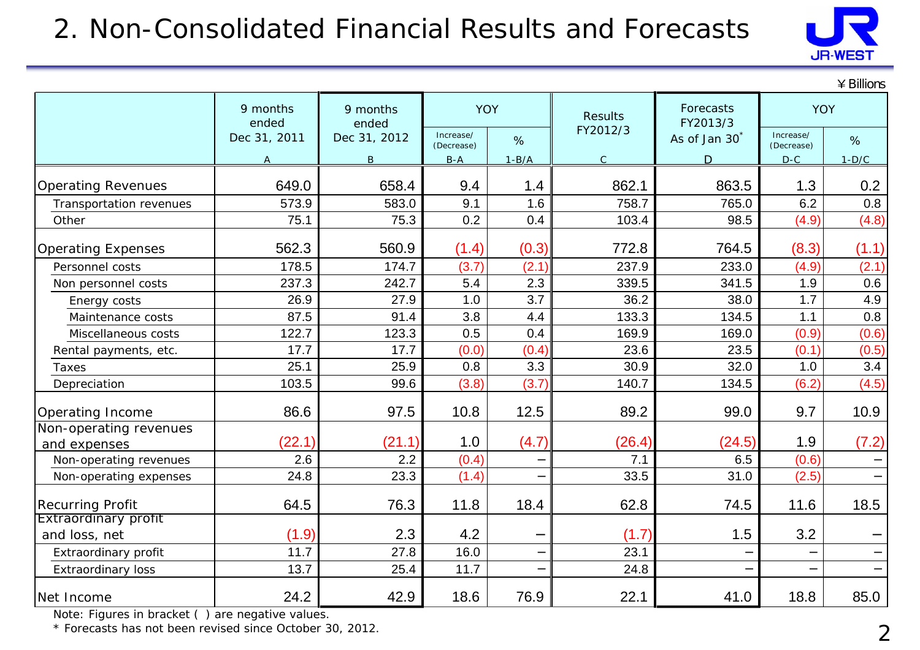# 2. Non-Consolidated Financial Results and Forecasts

¥Billions

| | 9 months ended Dec 31, 2011 | 9 months ended Dec 31, 2012 | YOY | | Results FY2012/3 | Forecasts FY2013/3 As of Jan 30* | YOY | |
|---|---|---|---|---|---|---|---|---|
| | | | Increase/ (Decrease) | % | | | Increase/ (Decrease) | % |
| | A | B | B-A | 1-B/A | C | D | D-C | 1-D/C |
| Operating Revenues | 649.0 | 658.4 | 9.4 | 1.4 | 862.1 | 863.5 | 1.3 | 0.2 |
| Transportation revenues | 573.9 | 583.0 | 9.1 | 1.6 | 758.7 | 765.0 | 6.2 | 0.8 |
| Other | 75.1 | 75.3 | 0.2 | 0.4 | 103.4 | 98.5 | (4.9) | (4.8) |
| Operating Expenses | 562.3 | 560.9 | (1.4) | (0.3) | 772.8 | 764.5 | (8.3) | (1.1) |
| Personnel costs | 178.5 | 174.7 | (3.7) | (2.1) | 237.9 | 233.0 | (4.9) | (2.1) |
| Non personnel costs | 237.3 | 242.7 | 5.4 | 2.3 | 339.5 | 341.5 | 1.9 | 0.6 |
| Energy costs | 26.9 | 27.9 | 1.0 | 3.7 | 36.2 | 38.0 | 1.7 | 4.9 |
| Maintenance costs | 87.5 | 91.4 | 3.8 | 4.4 | 133.3 | 134.5 | 1.1 | 0.8 |
| Miscellaneous costs | 122.7 | 123.3 | 0.5 | 0.4 | 169.9 | 169.0 | (0.9) | (0.6) |
| Rental payments, etc. | 17.7 | 17.7 | (0.0) | (0.4) | 23.6 | 23.5 | (0.1) | (0.5) |
| Taxes | 25.1 | 25.9 | 0.8 | 3.3 | 30.9 | 32.0 | 1.0 | 3.4 |
| Depreciation | 103.5 | 99.6 | (3.8) | (3.7) | 140.7 | 134.5 | (6.2) | (4.5) |
| Operating Income | 86.6 | 97.5 | 10.8 | 12.5 | 89.2 | 99.0 | 9.7 | 10.9 |
| Non-operating revenues and expenses | (22.1) | (21.1) | 1.0 | (4.7) | (26.4) | (24.5) | 1.9 | (7.2) |
| Non-operating revenues | 2.6 | 2.2 | (0.4) | – | 7.1 | 6.5 | (0.6) | – |
| Non-operating expenses | 24.8 | 23.3 | (1.4) | – | 33.5 | 31.0 | (2.5) | – |
| Recurring Profit | 64.5 | 76.3 | 11.8 | 18.4 | 62.8 | 74.5 | 11.6 | 18.5 |
| Extraordinary profit and loss, net | (1.9) | 2.3 | 4.2 | – | (1.7) | 1.5 | 3.2 | – |
| Extraordinary profit | 11.7 | 27.8 | 16.0 | – | 23.1 | – | – | – |
| Extraordinary loss | 13.7 | 25.4 | 11.7 | – | 24.8 | – | – | – |
| Net Income | 24.2 | 42.9 | 18.6 | 76.9 | 22.1 | 41.0 | 18.8 | 85.0 |

Note: Figures in bracket ( ) are negative values.

\* Forecasts has not been revised since October 30, 2012.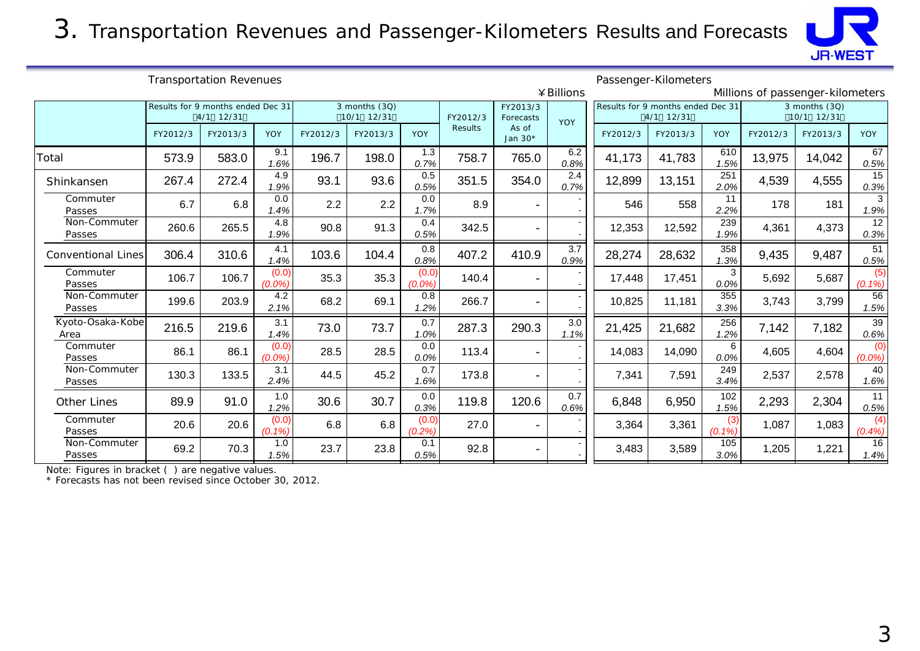# 3. Transportation Revenues and Passenger-Kilometers Results and Forecasts

Transportation Revenues — ¥Billions

| | Results for 9 months ended Dec 31 (4/1～12/31) | | | 3 months (3Q) (10/1～12/31) | | | FY2012/3 Results | FY2013/3 Forecasts As of Jan 30* | YOY |
|---|---|---|---|---|---|---|---|---|---|
| | FY2012/3 | FY2013/3 | YOY | FY2012/3 | FY2013/3 | YOY | | | |
| Total | 573.9 | 583.0 | 9.1 *1.6%* | 196.7 | 198.0 | 1.3 *0.7%* | 758.7 | 765.0 | 6.2 *0.8%* |
| Shinkansen | 267.4 | 272.4 | 4.9 *1.9%* | 93.1 | 93.6 | 0.5 *0.5%* | 351.5 | 354.0 | 2.4 *0.7%* |
| Commuter Passes | 6.7 | 6.8 | 0.0 *1.4%* | 2.2 | 2.2 | 0.0 *1.7%* | 8.9 | - | - - |
| Non-Commuter Passes | 260.6 | 265.5 | 4.8 *1.9%* | 90.8 | 91.3 | 0.4 *0.5%* | 342.5 | - | - - |
| Conventional Lines | 306.4 | 310.6 | 4.1 *1.4%* | 103.6 | 104.4 | 0.8 *0.8%* | 407.2 | 410.9 | 3.7 *0.9%* |
| Commuter Passes | 106.7 | 106.7 | (0.0) *(0.0%)* | 35.3 | 35.3 | (0.0) *(0.0%)* | 140.4 | - | - - |
| Non-Commuter Passes | 199.6 | 203.9 | 4.2 *2.1%* | 68.2 | 69.1 | 0.8 *1.2%* | 266.7 | - | - - |
| Kyoto-Osaka-Kobe Area | 216.5 | 219.6 | 3.1 *1.4%* | 73.0 | 73.7 | 0.7 *1.0%* | 287.3 | 290.3 | 3.0 *1.1%* |
| Commuter Passes | 86.1 | 86.1 | (0.0) *(0.0%)* | 28.5 | 28.5 | 0.0 *0.0%* | 113.4 | - | - - |
| Non-Commuter Passes | 130.3 | 133.5 | 3.1 *2.4%* | 44.5 | 45.2 | 0.7 *1.6%* | 173.8 | - | - - |
| Other Lines | 89.9 | 91.0 | 1.0 *1.2%* | 30.6 | 30.7 | 0.0 *0.3%* | 119.8 | 120.6 | 0.7 *0.6%* |
| Commuter Passes | 20.6 | 20.6 | (0.0) *(0.1%)* | 6.8 | 6.8 | (0.0) *(0.2%)* | 27.0 | - | - - |
| Non-Commuter Passes | 69.2 | 70.3 | 1.0 *1.5%* | 23.7 | 23.8 | 0.1 *0.5%* | 92.8 | - | - - |

Passenger-Kilometers — Millions of passenger-kilometers

| | Results for 9 months ended Dec 31 (4/1～12/31) | | | 3 months (3Q) (10/1～12/31) | | |
|---|---|---|---|---|---|---|
| | FY2012/3 | FY2013/3 | YOY | FY2012/3 | FY2013/3 | YOY |
| Total | 41,173 | 41,783 | 610 *1.5%* | 13,975 | 14,042 | 67 *0.5%* |
| Shinkansen | 12,899 | 13,151 | 251 *2.0%* | 4,539 | 4,555 | 15 *0.3%* |
| Commuter Passes | 546 | 558 | 11 *2.2%* | 178 | 181 | 3 *1.9%* |
| Non-Commuter Passes | 12,353 | 12,592 | 239 *1.9%* | 4,361 | 4,373 | 12 *0.3%* |
| Conventional Lines | 28,274 | 28,632 | 358 *1.3%* | 9,435 | 9,487 | 51 *0.5%* |
| Commuter Passes | 17,448 | 17,451 | 3 *0.0%* | 5,692 | 5,687 | (5) *(0.1%)* |
| Non-Commuter Passes | 10,825 | 11,181 | 355 *3.3%* | 3,743 | 3,799 | 56 *1.5%* |
| Kyoto-Osaka-Kobe Area | 21,425 | 21,682 | 256 *1.2%* | 7,142 | 7,182 | 39 *0.6%* |
| Commuter Passes | 14,083 | 14,090 | 6 *0.0%* | 4,605 | 4,604 | (0) *(0.0%)* |
| Non-Commuter Passes | 7,341 | 7,591 | 249 *3.4%* | 2,537 | 2,578 | 40 *1.6%* |
| Other Lines | 6,848 | 6,950 | 102 *1.5%* | 2,293 | 2,304 | 11 *0.5%* |
| Commuter Passes | 3,364 | 3,361 | (3) *(0.1%)* | 1,087 | 1,083 | (4) *(0.4%)* |
| Non-Commuter Passes | 3,483 | 3,589 | 105 *3.0%* | 1,205 | 1,221 | 16 *1.4%* |

Note: Figures in bracket ( ) are negative values.
* Forecasts has not been revised since October 30, 2012.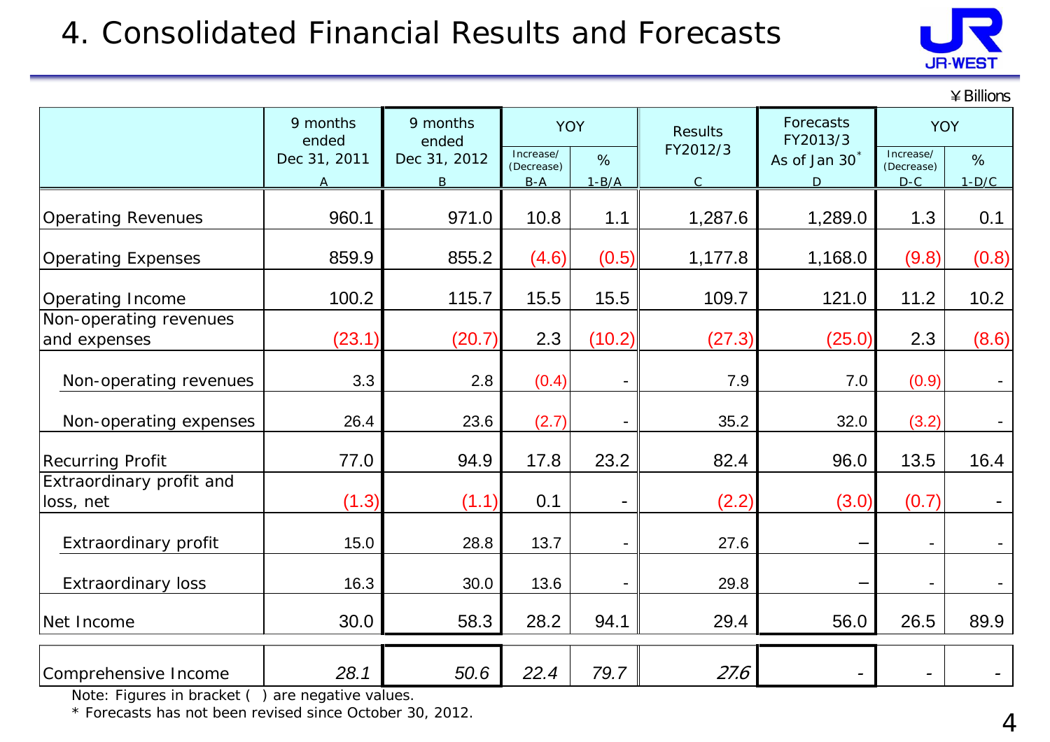# 4. Consolidated Financial Results and Forecasts

¥Billions

| | 9 months ended Dec 31, 2011 | 9 months ended Dec 31, 2012 | YOY | | Results FY2012/3 | Forecasts FY2013/3 As of Jan 30* | YOY | |
|---|---|---|---|---|---|---|---|---|
| | | | Increase/ (Decrease) | % | | | Increase/ (Decrease) | % |
| | A | B | B-A | 1-B/A | C | D | D-C | 1-D/C |
| Operating Revenues | 960.1 | 971.0 | 10.8 | 1.1 | 1,287.6 | 1,289.0 | 1.3 | 0.1 |
| Operating Expenses | 859.9 | 855.2 | (4.6) | (0.5) | 1,177.8 | 1,168.0 | (9.8) | (0.8) |
| Operating Income | 100.2 | 115.7 | 15.5 | 15.5 | 109.7 | 121.0 | 11.2 | 10.2 |
| Non-operating revenues and expenses | (23.1) | (20.7) | 2.3 | (10.2) | (27.3) | (25.0) | 2.3 | (8.6) |
| Non-operating revenues | 3.3 | 2.8 | (0.4) | - | 7.9 | 7.0 | (0.9) | - |
| Non-operating expenses | 26.4 | 23.6 | (2.7) | - | 35.2 | 32.0 | (3.2) | - |
| Recurring Profit | 77.0 | 94.9 | 17.8 | 23.2 | 82.4 | 96.0 | 13.5 | 16.4 |
| Extraordinary profit and loss, net | (1.3) | (1.1) | 0.1 | - | (2.2) | (3.0) | (0.7) | - |
| Extraordinary profit | 15.0 | 28.8 | 13.7 | - | 27.6 | – | - | - |
| Extraordinary loss | 16.3 | 30.0 | 13.6 | - | 29.8 | – | - | - |
| Net Income | 30.0 | 58.3 | 28.2 | 94.1 | 29.4 | 56.0 | 26.5 | 89.9 |
| Comprehensive Income | *28.1* | *50.6* | *22.4* | *79.7* | *27.6* | - | - | - |

Note: Figures in bracket ( ) are negative values.

\* Forecasts has not been revised since October 30, 2012.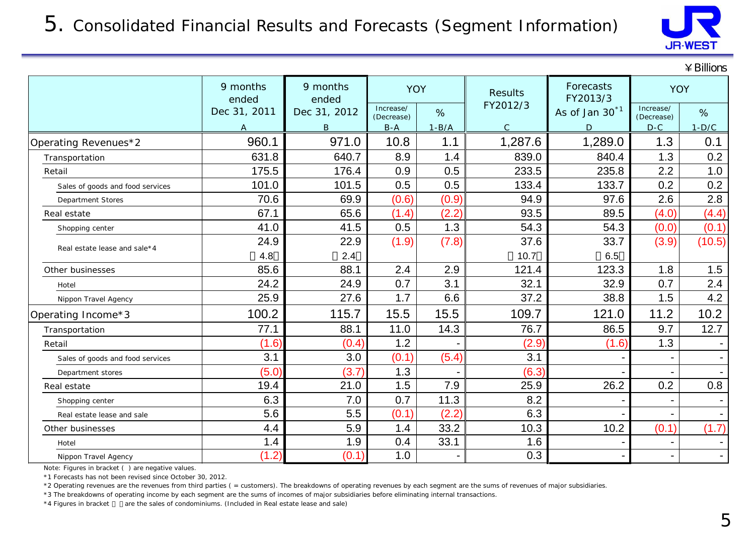# 5. Consolidated Financial Results and Forecasts (Segment Information)

¥Billions

| | 9 months ended Dec 31, 2011 | 9 months ended Dec 31, 2012 | YOY | | Results FY2012/3 | Forecasts FY2013/3 As of Jan 30[*1] | YOY | |
|---|---|---|---|---|---|---|---|---|
| | A | B | Increase/ (Decrease) B-A | % 1-B/A | C | D | Increase/ (Decrease) D-C | % 1-D/C |
| Operating Revenues*2 | 960.1 | 971.0 | 10.8 | 1.1 | 1,287.6 | 1,289.0 | 1.3 | 0.1 |
| Transportation | 631.8 | 640.7 | 8.9 | 1.4 | 839.0 | 840.4 | 1.3 | 0.2 |
| Retail | 175.5 | 176.4 | 0.9 | 0.5 | 233.5 | 235.8 | 2.2 | 1.0 |
| Sales of goods and food services | 101.0 | 101.5 | 0.5 | 0.5 | 133.4 | 133.7 | 0.2 | 0.2 |
| Department Stores | 70.6 | 69.9 | (0.6) | (0.9) | 94.9 | 97.6 | 2.6 | 2.8 |
| Real estate | 67.1 | 65.6 | (1.4) | (2.2) | 93.5 | 89.5 | (4.0) | (4.4) |
| Shopping center | 41.0 | 41.5 | 0.5 | 1.3 | 54.3 | 54.3 | (0.0) | (0.1) |
| Real estate lease and sale*4 | 24.9 | 22.9 | (1.9) | (7.8) | 37.6 | 33.7 | (3.9) | (10.5) |
| | 〔4.8〕 | 〔2.4〕 | | | 〔10.7〕 | 〔6.5〕 | | |
| Other businesses | 85.6 | 88.1 | 2.4 | 2.9 | 121.4 | 123.3 | 1.8 | 1.5 |
| Hotel | 24.2 | 24.9 | 0.7 | 3.1 | 32.1 | 32.9 | 0.7 | 2.4 |
| Nippon Travel Agency | 25.9 | 27.6 | 1.7 | 6.6 | 37.2 | 38.8 | 1.5 | 4.2 |
| Operating Income*3 | 100.2 | 115.7 | 15.5 | 15.5 | 109.7 | 121.0 | 11.2 | 10.2 |
| Transportation | 77.1 | 88.1 | 11.0 | 14.3 | 76.7 | 86.5 | 9.7 | 12.7 |
| Retail | (1.6) | (0.4) | 1.2 | - | (2.9) | (1.6) | 1.3 | - |
| Sales of goods and food services | 3.1 | 3.0 | (0.1) | (5.4) | 3.1 | - | - | - |
| Department stores | (5.0) | (3.7) | 1.3 | - | (6.3) | - | - | - |
| Real estate | 19.4 | 21.0 | 1.5 | 7.9 | 25.9 | 26.2 | 0.2 | 0.8 |
| Shopping center | 6.3 | 7.0 | 0.7 | 11.3 | 8.2 | - | - | - |
| Real estate lease and sale | 5.6 | 5.5 | (0.1) | (2.2) | 6.3 | - | - | - |
| Other businesses | 4.4 | 5.9 | 1.4 | 33.2 | 10.3 | 10.2 | (0.1) | (1.7) |
| Hotel | 1.4 | 1.9 | 0.4 | 33.1 | 1.6 | - | - | - |
| Nippon Travel Agency | (1.2) | (0.1) | 1.0 | - | 0.3 | - | - | - |

Note: Figures in bracket ( ) are negative values.

*1 Forecasts has not been revised since October 30, 2012.

*2 Operating revenues are the revenues from third parties ( = customers). The breakdowns of operating revenues by each segment are the sums of revenues of major subsidiaries.

*3 The breakdowns of operating income by each segment are the sums of incomes of major subsidiaries before eliminating internal transactions.

*4 Figures in bracket 〔 〕are the sales of condominiums. (Included in Real estate lease and sale)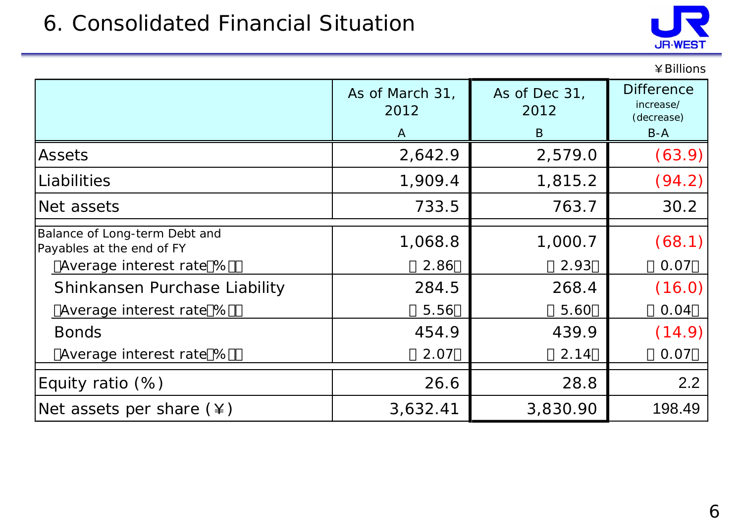# 6. Consolidated Financial Situation

¥Billions

| | As of March 31, 2012<br>A | As of Dec 31, 2012<br>B | Difference increase/ (decrease)<br>B-A |
|---|---|---|---|
| Assets | 2,642.9 | 2,579.0 | (63.9) |
| Liabilities | 1,909.4 | 1,815.2 | (94.2) |
| Net assets | 733.5 | 763.7 | 30.2 |
| Balance of Long-term Debt and Payables at the end of FY | 1,068.8 | 1,000.7 | (68.1) |
| (Average interest rate(%)) | (2.86) | (2.93) | (0.07) |
| Shinkansen Purchase Liability | 284.5 | 268.4 | (16.0) |
| (Average interest rate(%)) | (5.56) | (5.60) | (0.04) |
| Bonds | 454.9 | 439.9 | (14.9) |
| (Average interest rate(%)) | (2.07) | (2.14) | (0.07) |
| Equity ratio (%) | 26.6 | 28.8 | 2.2 |
| Net assets per share (¥) | 3,632.41 | 3,830.90 | 198.49 |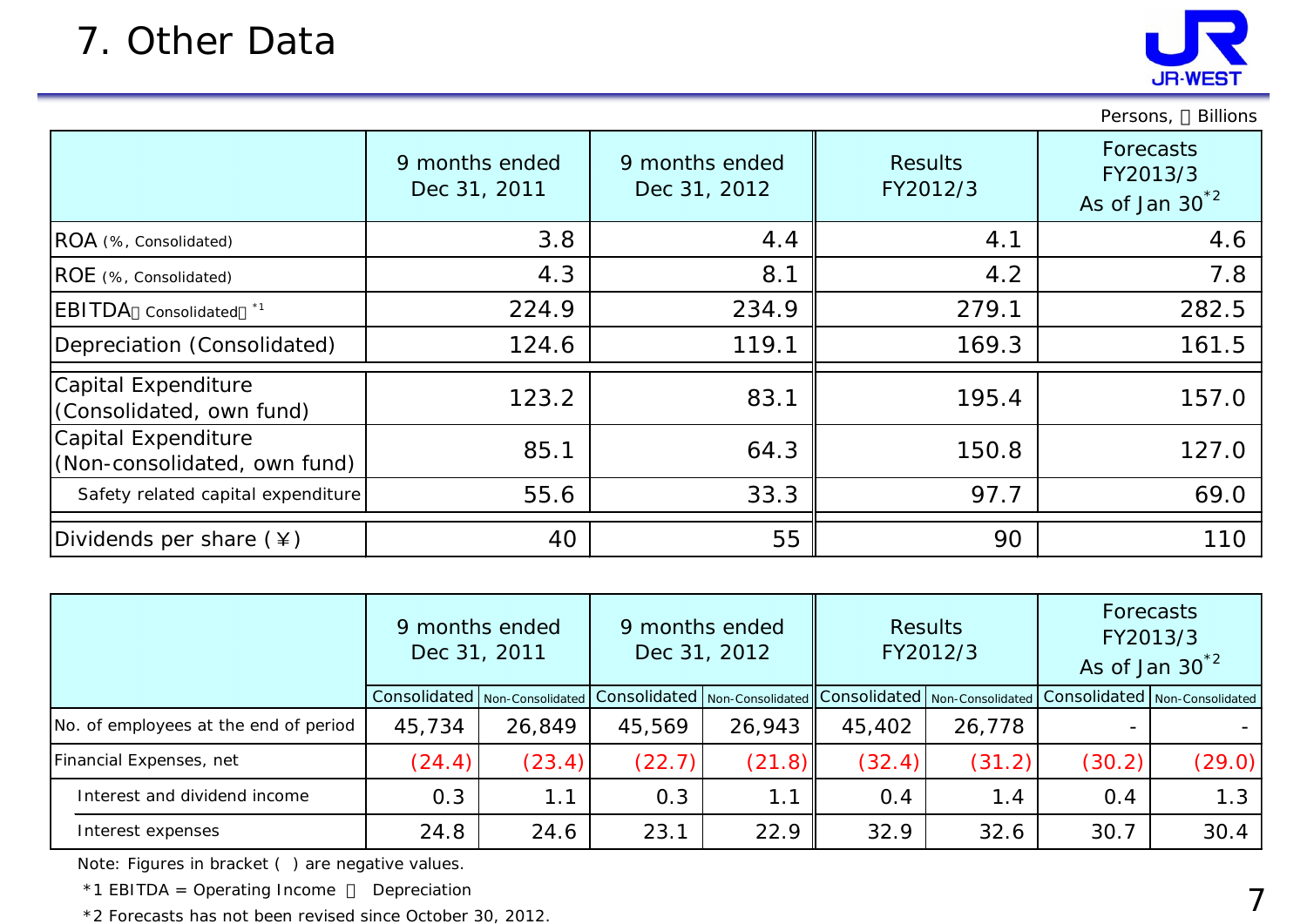# 7. Other Data

Persons, ￥ Billions

| | 9 months ended Dec 31, 2011 | 9 months ended Dec 31, 2012 | Results FY2012/3 | Forecasts FY2013/3 As of Jan 30*2 |
|---|---|---|---|---|
| ROA (%, Consolidated) | 3.8 | 4.4 | 4.1 | 4.6 |
| ROE (%, Consolidated) | 4.3 | 8.1 | 4.2 | 7.8 |
| EBITDA（Consolidated）*1 | 224.9 | 234.9 | 279.1 | 282.5 |
| Depreciation (Consolidated) | 124.6 | 119.1 | 169.3 | 161.5 |
| Capital Expenditure (Consolidated, own fund) | 123.2 | 83.1 | 195.4 | 157.0 |
| Capital Expenditure (Non-consolidated, own fund) | 85.1 | 64.3 | 150.8 | 127.0 |
| Safety related capital expenditure | 55.6 | 33.3 | 97.7 | 69.0 |
| Dividends per share (￥) | 40 | 55 | 90 | 110 |

| | 9 months ended Dec 31, 2011 | | 9 months ended Dec 31, 2012 | | Results FY2012/3 | | Forecasts FY2013/3 As of Jan 30*2 | |
|---|---|---|---|---|---|---|---|---|
| | Consolidated | Non-Consolidated | Consolidated | Non-Consolidated | Consolidated | Non-Consolidated | Consolidated | Non-Consolidated |
| No. of employees at the end of period | 45,734 | 26,849 | 45,569 | 26,943 | 45,402 | 26,778 | - | - |
| Financial Expenses, net | (24.4) | (23.4) | (22.7) | (21.8) | (32.4) | (31.2) | (30.2) | (29.0) |
| Interest and dividend income | 0.3 | 1.1 | 0.3 | 1.1 | 0.4 | 1.4 | 0.4 | 1.3 |
| Interest expenses | 24.8 | 24.6 | 23.1 | 22.9 | 32.9 | 32.6 | 30.7 | 30.4 |

Note: Figures in bracket ( ) are negative values.

*1 EBITDA = Operating Income ＋ Depreciation

*2 Forecasts has not been revised since October 30, 2012.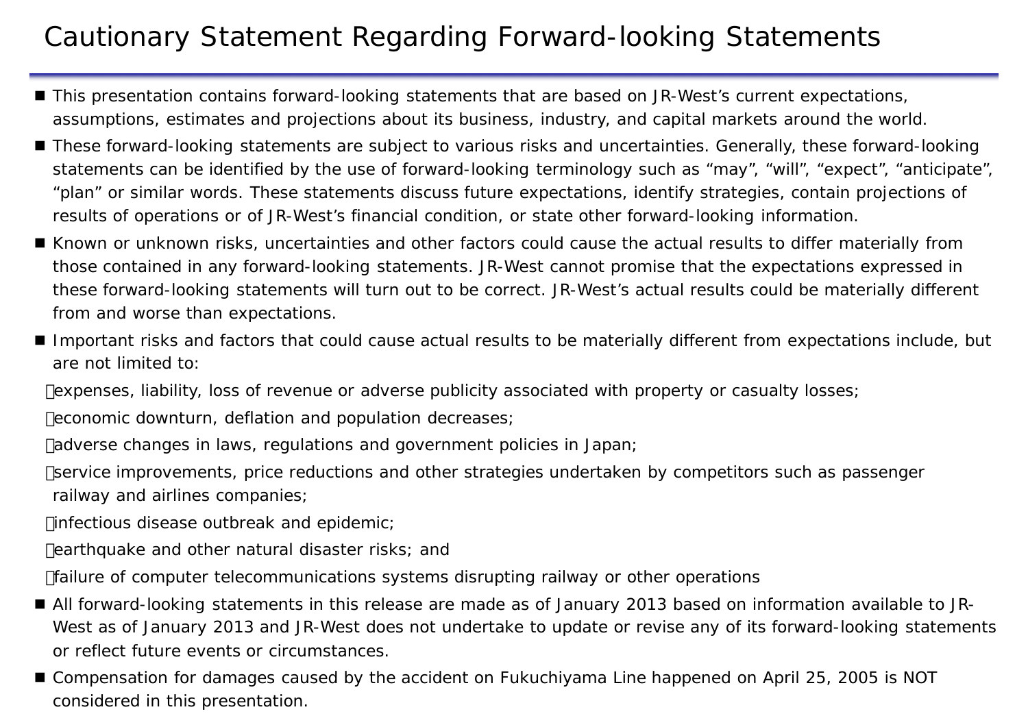# Cautionary Statement Regarding Forward-looking Statements

- This presentation contains forward-looking statements that are based on JR-West's current expectations, assumptions, estimates and projections about its business, industry, and capital markets around the world.
- These forward-looking statements are subject to various risks and uncertainties. Generally, these forward-looking statements can be identified by the use of forward-looking terminology such as "may", "will", "expect", "anticipate", "plan" or similar words. These statements discuss future expectations, identify strategies, contain projections of results of operations or of JR-West's financial condition, or state other forward-looking information.
- Known or unknown risks, uncertainties and other factors could cause the actual results to differ materially from those contained in any forward-looking statements. JR-West cannot promise that the expectations expressed in these forward-looking statements will turn out to be correct. JR-West's actual results could be materially different from and worse than expectations.
- Important risks and factors that could cause actual results to be materially different from expectations include, but are not limited to:
  - expenses, liability, loss of revenue or adverse publicity associated with property or casualty losses;
  - economic downturn, deflation and population decreases;
  - adverse changes in laws, regulations and government policies in Japan;
  - service improvements, price reductions and other strategies undertaken by competitors such as passenger railway and airlines companies;
  - infectious disease outbreak and epidemic;
  - earthquake and other natural disaster risks; and
  - failure of computer telecommunications systems disrupting railway or other operations
- All forward-looking statements in this release are made as of January 2013 based on information available to JR-West as of January 2013 and JR-West does not undertake to update or revise any of its forward-looking statements or reflect future events or circumstances.
- Compensation for damages caused by the accident on Fukuchiyama Line happened on April 25, 2005 is NOT considered in this presentation.